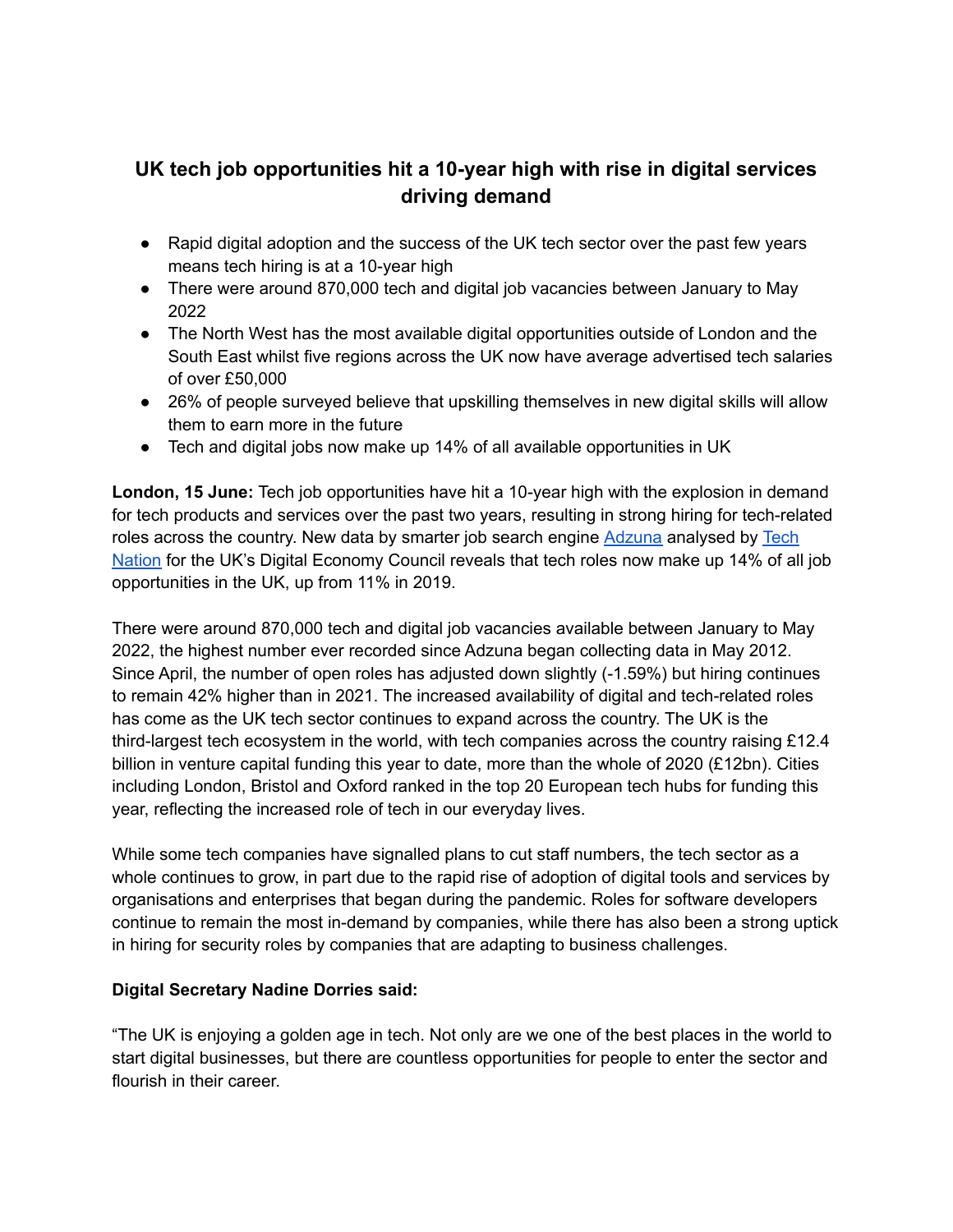# UK tech job opportunities hit a 10-year high with rise in digital services driving demand

- Rapid digital adoption and the success of the UK tech sector over the past few years means tech hiring is at a 10-year high
- There were around 870,000 tech and digital job vacancies between January to May 2022
- The North West has the most available digital opportunities outside of London and the South East whilst five regions across the UK now have average advertised tech salaries of over £50,000
- 26% of people surveyed believe that upskilling themselves in new digital skills will allow them to earn more in the future
- Tech and digital jobs now make up 14% of all available opportunities in UK

**London, 15 June:** Tech job opportunities have hit a 10-year high with the explosion in demand for tech products and services over the past two years, resulting in strong hiring for tech-related roles across the country. New data by smarter job search engine Adzuna analysed by Tech Nation for the UK's Digital Economy Council reveals that tech roles now make up 14% of all job opportunities in the UK, up from 11% in 2019.

There were around 870,000 tech and digital job vacancies available between January to May 2022, the highest number ever recorded since Adzuna began collecting data in May 2012. Since April, the number of open roles has adjusted down slightly (-1.59%) but hiring continues to remain 42% higher than in 2021. The increased availability of digital and tech-related roles has come as the UK tech sector continues to expand across the country. The UK is the third-largest tech ecosystem in the world, with tech companies across the country raising £12.4 billion in venture capital funding this year to date, more than the whole of 2020 (£12bn). Cities including London, Bristol and Oxford ranked in the top 20 European tech hubs for funding this year, reflecting the increased role of tech in our everyday lives.

While some tech companies have signalled plans to cut staff numbers, the tech sector as a whole continues to grow, in part due to the rapid rise of adoption of digital tools and services by organisations and enterprises that began during the pandemic. Roles for software developers continue to remain the most in-demand by companies, while there has also been a strong uptick in hiring for security roles by companies that are adapting to business challenges.

**Digital Secretary Nadine Dorries said:**

"The UK is enjoying a golden age in tech. Not only are we one of the best places in the world to start digital businesses, but there are countless opportunities for people to enter the sector and flourish in their career.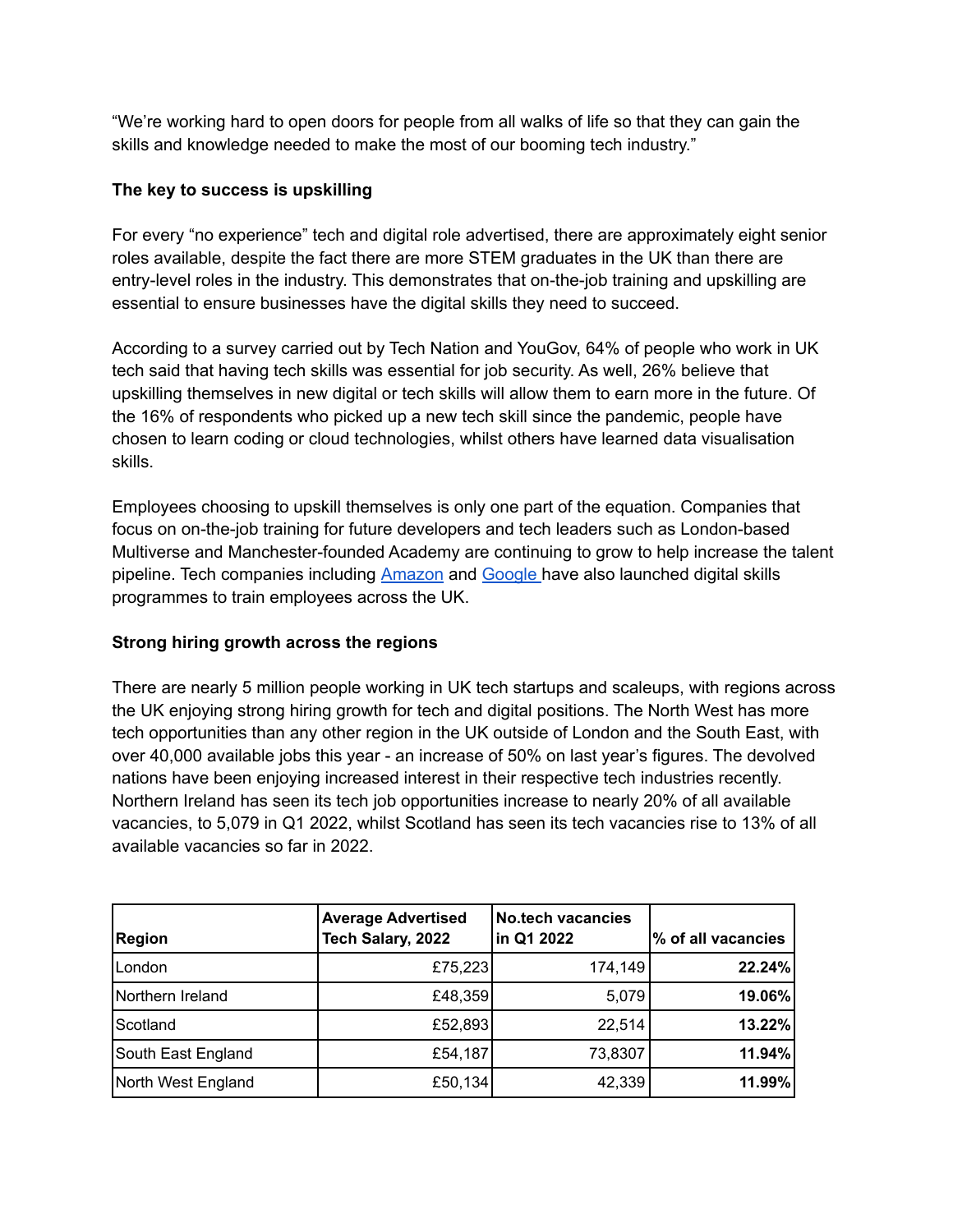"We're working hard to open doors for people from all walks of life so that they can gain the skills and knowledge needed to make the most of our booming tech industry."

**The key to success is upskilling**

For every "no experience" tech and digital role advertised, there are approximately eight senior roles available, despite the fact there are more STEM graduates in the UK than there are entry-level roles in the industry. This demonstrates that on-the-job training and upskilling are essential to ensure businesses have the digital skills they need to succeed.

According to a survey carried out by Tech Nation and YouGov, 64% of people who work in UK tech said that having tech skills was essential for job security. As well, 26% believe that upskilling themselves in new digital or tech skills will allow them to earn more in the future. Of the 16% of respondents who picked up a new tech skill since the pandemic, people have chosen to learn coding or cloud technologies, whilst others have learned data visualisation skills.

Employees choosing to upskill themselves is only one part of the equation. Companies that focus on on-the-job training for future developers and tech leaders such as London-based Multiverse and Manchester-founded Academy are continuing to grow to help increase the talent pipeline. Tech companies including Amazon and Google have also launched digital skills programmes to train employees across the UK.

**Strong hiring growth across the regions**

There are nearly 5 million people working in UK tech startups and scaleups, with regions across the UK enjoying strong hiring growth for tech and digital positions. The North West has more tech opportunities than any other region in the UK outside of London and the South East, with over 40,000 available jobs this year - an increase of 50% on last year's figures. The devolved nations have been enjoying increased interest in their respective tech industries recently. Northern Ireland has seen its tech job opportunities increase to nearly 20% of all available vacancies, to 5,079 in Q1 2022, whilst Scotland has seen its tech vacancies rise to 13% of all available vacancies so far in 2022.

| **Region** | **Average Advertised Tech Salary, 2022** | **No.tech vacancies in Q1 2022** | **% of all vacancies** |
|---|---:|---:|---:|
| London | £75,223 | 174,149 | **22.24%** |
| Northern Ireland | £48,359 | 5,079 | **19.06%** |
| Scotland | £52,893 | 22,514 | **13.22%** |
| South East England | £54,187 | 73,8307 | **11.94%** |
| North West England | £50,134 | 42,339 | **11.99%** |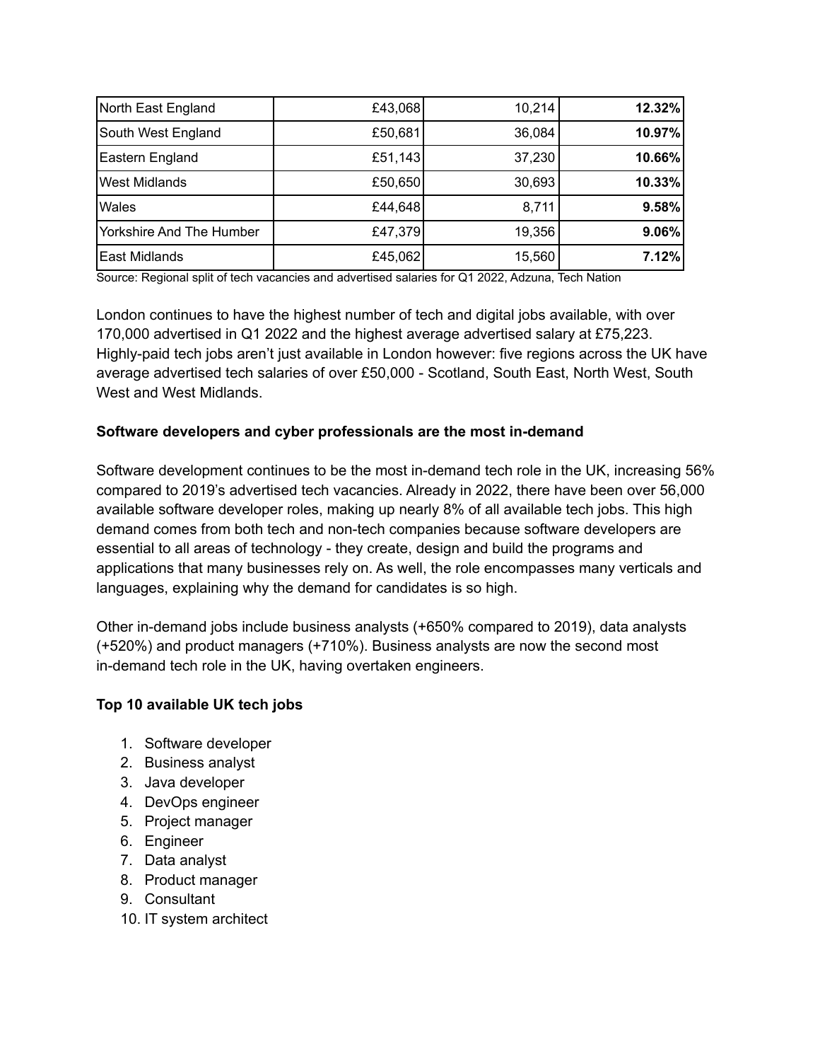| | | | |
|---|---|---|---|
| North East England | £43,068 | 10,214 | **12.32%** |
| South West England | £50,681 | 36,084 | **10.97%** |
| Eastern England | £51,143 | 37,230 | **10.66%** |
| West Midlands | £50,650 | 30,693 | **10.33%** |
| Wales | £44,648 | 8,711 | **9.58%** |
| Yorkshire And The Humber | £47,379 | 19,356 | **9.06%** |
| East Midlands | £45,062 | 15,560 | **7.12%** |

Source: Regional split of tech vacancies and advertised salaries for Q1 2022, Adzuna, Tech Nation

London continues to have the highest number of tech and digital jobs available, with over 170,000 advertised in Q1 2022 and the highest average advertised salary at £75,223. Highly-paid tech jobs aren't just available in London however: five regions across the UK have average advertised tech salaries of over £50,000 - Scotland, South East, North West, South West and West Midlands.

**Software developers and cyber professionals are the most in-demand**

Software development continues to be the most in-demand tech role in the UK, increasing 56% compared to 2019's advertised tech vacancies. Already in 2022, there have been over 56,000 available software developer roles, making up nearly 8% of all available tech jobs. This high demand comes from both tech and non-tech companies because software developers are essential to all areas of technology - they create, design and build the programs and applications that many businesses rely on. As well, the role encompasses many verticals and languages, explaining why the demand for candidates is so high.

Other in-demand jobs include business analysts (+650% compared to 2019), data analysts (+520%) and product managers (+710%). Business analysts are now the second most in-demand tech role in the UK, having overtaken engineers.

**Top 10 available UK tech jobs**

1. Software developer
2. Business analyst
3. Java developer
4. DevOps engineer
5. Project manager
6. Engineer
7. Data analyst
8. Product manager
9. Consultant
10. IT system architect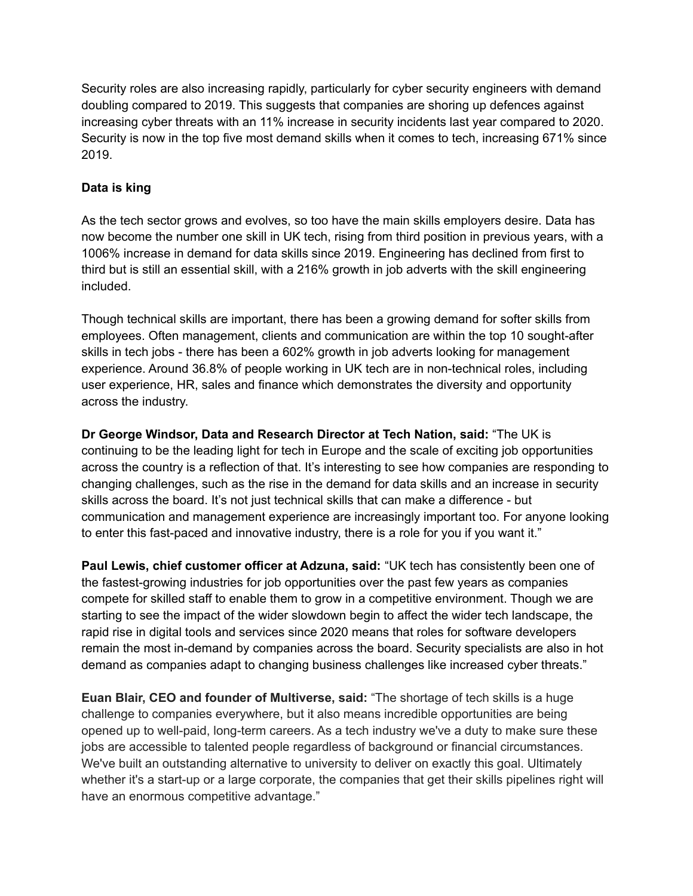Security roles are also increasing rapidly, particularly for cyber security engineers with demand doubling compared to 2019. This suggests that companies are shoring up defences against increasing cyber threats with an 11% increase in security incidents last year compared to 2020. Security is now in the top five most demand skills when it comes to tech, increasing 671% since 2019.

**Data is king**

As the tech sector grows and evolves, so too have the main skills employers desire. Data has now become the number one skill in UK tech, rising from third position in previous years, with a 1006% increase in demand for data skills since 2019. Engineering has declined from first to third but is still an essential skill, with a 216% growth in job adverts with the skill engineering included.

Though technical skills are important, there has been a growing demand for softer skills from employees. Often management, clients and communication are within the top 10 sought-after skills in tech jobs - there has been a 602% growth in job adverts looking for management experience. Around 36.8% of people working in UK tech are in non-technical roles, including user experience, HR, sales and finance which demonstrates the diversity and opportunity across the industry.

**Dr George Windsor, Data and Research Director at Tech Nation, said:** "The UK is continuing to be the leading light for tech in Europe and the scale of exciting job opportunities across the country is a reflection of that. It's interesting to see how companies are responding to changing challenges, such as the rise in the demand for data skills and an increase in security skills across the board. It's not just technical skills that can make a difference - but communication and management experience are increasingly important too. For anyone looking to enter this fast-paced and innovative industry, there is a role for you if you want it."

**Paul Lewis, chief customer officer at Adzuna, said:** "UK tech has consistently been one of the fastest-growing industries for job opportunities over the past few years as companies compete for skilled staff to enable them to grow in a competitive environment. Though we are starting to see the impact of the wider slowdown begin to affect the wider tech landscape, the rapid rise in digital tools and services since 2020 means that roles for software developers remain the most in-demand by companies across the board. Security specialists are also in hot demand as companies adapt to changing business challenges like increased cyber threats."

**Euan Blair, CEO and founder of Multiverse, said:** "The shortage of tech skills is a huge challenge to companies everywhere, but it also means incredible opportunities are being opened up to well-paid, long-term careers. As a tech industry we've a duty to make sure these jobs are accessible to talented people regardless of background or financial circumstances. We've built an outstanding alternative to university to deliver on exactly this goal. Ultimately whether it's a start-up or a large corporate, the companies that get their skills pipelines right will have an enormous competitive advantage."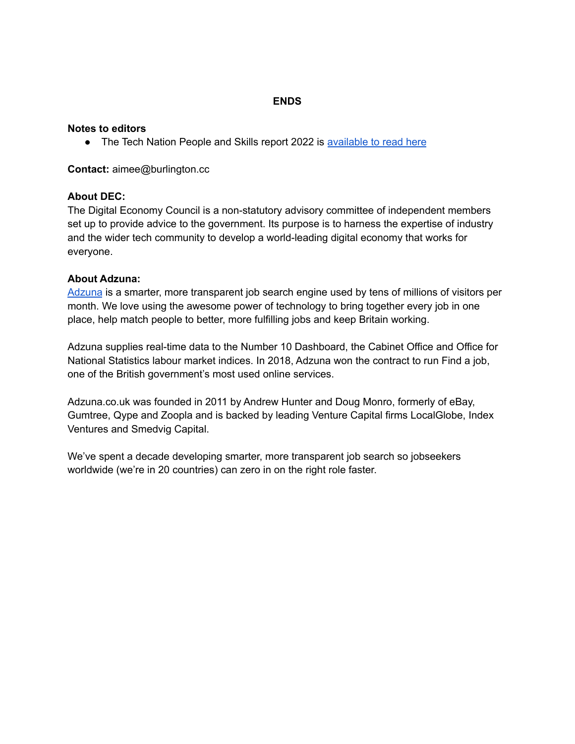**ENDS**

**Notes to editors**

- The Tech Nation People and Skills report 2022 is available to read here

**Contact:** aimee@burlington.cc

**About DEC:**
The Digital Economy Council is a non-statutory advisory committee of independent members set up to provide advice to the government. Its purpose is to harness the expertise of industry and the wider tech community to develop a world-leading digital economy that works for everyone.

**About Adzuna:**
Adzuna is a smarter, more transparent job search engine used by tens of millions of visitors per month. We love using the awesome power of technology to bring together every job in one place, help match people to better, more fulfilling jobs and keep Britain working.

Adzuna supplies real-time data to the Number 10 Dashboard, the Cabinet Office and Office for National Statistics labour market indices. In 2018, Adzuna won the contract to run Find a job, one of the British government's most used online services.

Adzuna.co.uk was founded in 2011 by Andrew Hunter and Doug Monro, formerly of eBay, Gumtree, Qype and Zoopla and is backed by leading Venture Capital firms LocalGlobe, Index Ventures and Smedvig Capital.

We've spent a decade developing smarter, more transparent job search so jobseekers worldwide (we're in 20 countries) can zero in on the right role faster.